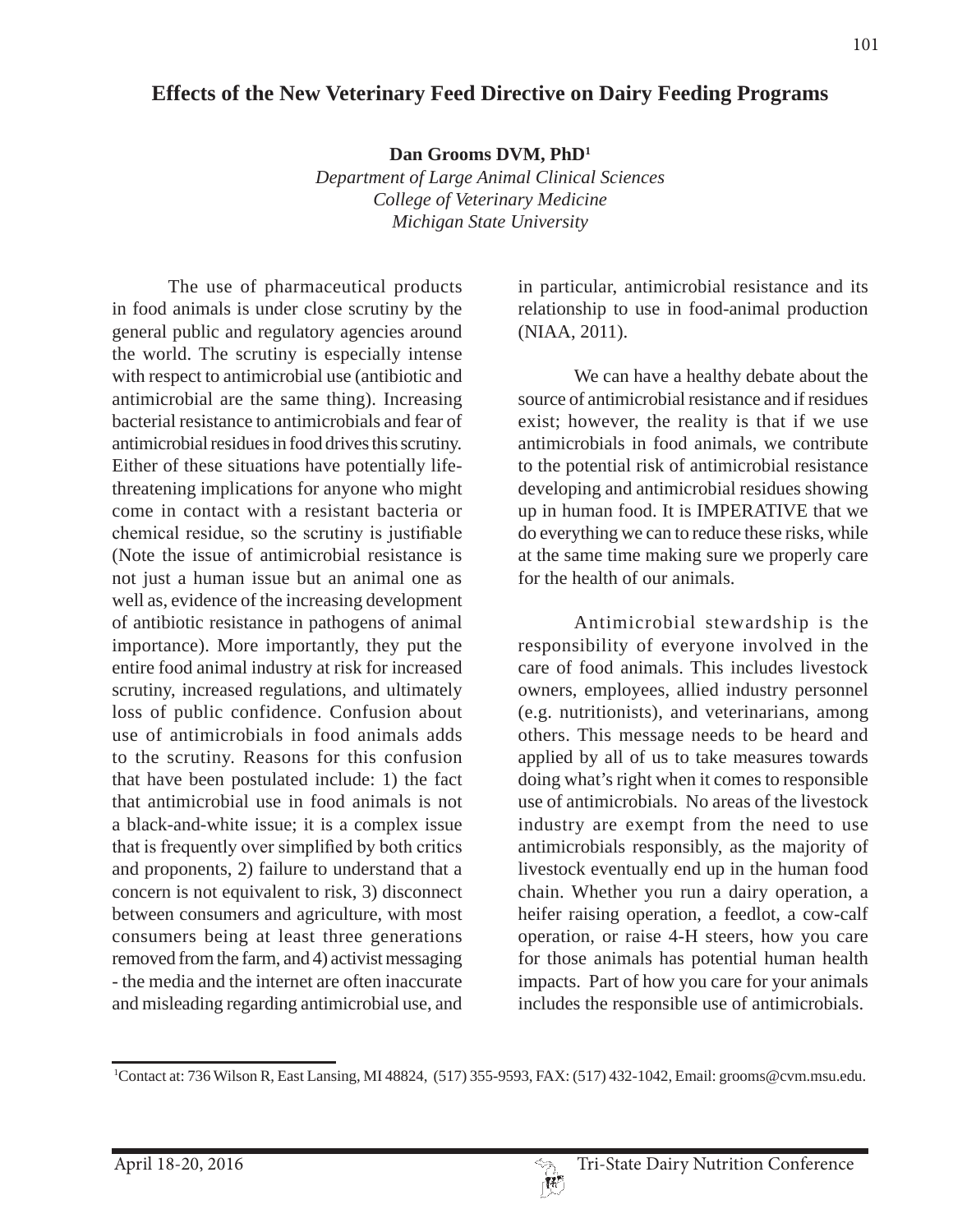# Effects of the New Veterinary Feed Directive on Dairy Feeding Programs

**Dan Grooms DVM, PhD**[1]

*Department of Large Animal Clinical Sciences*
*College of Veterinary Medicine*
*Michigan State University*

The use of pharmaceutical products in food animals is under close scrutiny by the general public and regulatory agencies around the world. The scrutiny is especially intense with respect to antimicrobial use (antibiotic and antimicrobial are the same thing). Increasing bacterial resistance to antimicrobials and fear of antimicrobial residues in food drives this scrutiny. Either of these situations have potentially life-threatening implications for anyone who might come in contact with a resistant bacteria or chemical residue, so the scrutiny is justifiable (Note the issue of antimicrobial resistance is not just a human issue but an animal one as well as, evidence of the increasing development of antibiotic resistance in pathogens of animal importance). More importantly, they put the entire food animal industry at risk for increased scrutiny, increased regulations, and ultimately loss of public confidence. Confusion about use of antimicrobials in food animals adds to the scrutiny. Reasons for this confusion that have been postulated include: 1) the fact that antimicrobial use in food animals is not a black-and-white issue; it is a complex issue that is frequently over simplified by both critics and proponents, 2) failure to understand that a concern is not equivalent to risk, 3) disconnect between consumers and agriculture, with most consumers being at least three generations removed from the farm, and 4) activist messaging - the media and the internet are often inaccurate and misleading regarding antimicrobial use, and in particular, antimicrobial resistance and its relationship to use in food-animal production (NIAA, 2011).

We can have a healthy debate about the source of antimicrobial resistance and if residues exist; however, the reality is that if we use antimicrobials in food animals, we contribute to the potential risk of antimicrobial resistance developing and antimicrobial residues showing up in human food. It is IMPERATIVE that we do everything we can to reduce these risks, while at the same time making sure we properly care for the health of our animals.

Antimicrobial stewardship is the responsibility of everyone involved in the care of food animals. This includes livestock owners, employees, allied industry personnel (e.g. nutritionists), and veterinarians, among others. This message needs to be heard and applied by all of us to take measures towards doing what's right when it comes to responsible use of antimicrobials. No areas of the livestock industry are exempt from the need to use antimicrobials responsibly, as the majority of livestock eventually end up in the human food chain. Whether you run a dairy operation, a heifer raising operation, a feedlot, a cow-calf operation, or raise 4-H steers, how you care for those animals has potential human health impacts. Part of how you care for your animals includes the responsible use of antimicrobials.

---

[1]Contact at: 736 Wilson R, East Lansing, MI 48824, (517) 355-9593, FAX: (517) 432-1042, Email: grooms@cvm.msu.edu.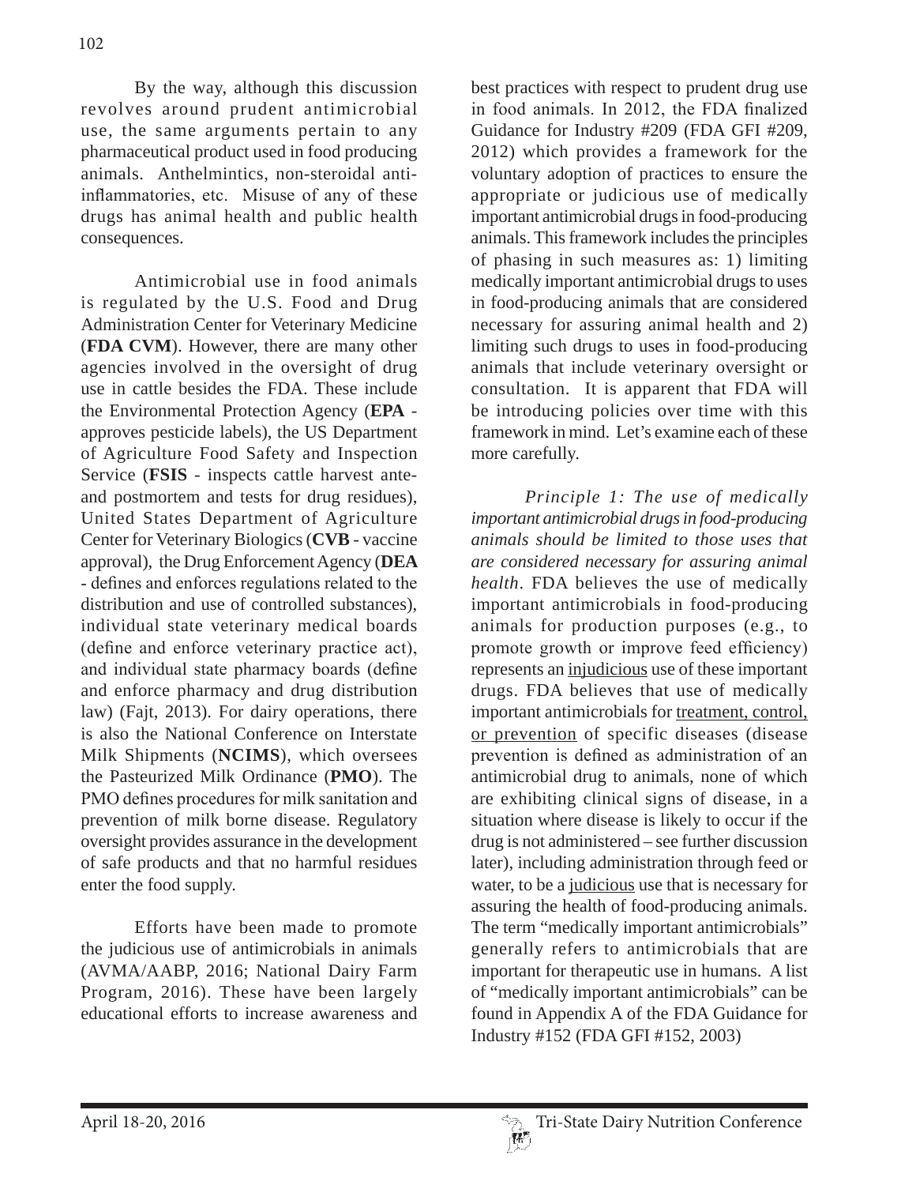By the way, although this discussion revolves around prudent antimicrobial use, the same arguments pertain to any pharmaceutical product used in food producing animals. Anthelmintics, non-steroidal anti-inflammatories, etc. Misuse of any of these drugs has animal health and public health consequences.

Antimicrobial use in food animals is regulated by the U.S. Food and Drug Administration Center for Veterinary Medicine (**FDA CVM**). However, there are many other agencies involved in the oversight of drug use in cattle besides the FDA. These include the Environmental Protection Agency (**EPA** - approves pesticide labels), the US Department of Agriculture Food Safety and Inspection Service (**FSIS** - inspects cattle harvest ante- and postmortem and tests for drug residues), United States Department of Agriculture Center for Veterinary Biologics (**CVB** - vaccine approval), the Drug Enforcement Agency (**DEA** - defines and enforces regulations related to the distribution and use of controlled substances), individual state veterinary medical boards (define and enforce veterinary practice act), and individual state pharmacy boards (define and enforce pharmacy and drug distribution law) (Fajt, 2013). For dairy operations, there is also the National Conference on Interstate Milk Shipments (**NCIMS**), which oversees the Pasteurized Milk Ordinance (**PMO**). The PMO defines procedures for milk sanitation and prevention of milk borne disease. Regulatory oversight provides assurance in the development of safe products and that no harmful residues enter the food supply.

Efforts have been made to promote the judicious use of antimicrobials in animals (AVMA/AABP, 2016; National Dairy Farm Program, 2016). These have been largely educational efforts to increase awareness and best practices with respect to prudent drug use in food animals. In 2012, the FDA finalized Guidance for Industry #209 (FDA GFI #209, 2012) which provides a framework for the voluntary adoption of practices to ensure the appropriate or judicious use of medically important antimicrobial drugs in food-producing animals. This framework includes the principles of phasing in such measures as: 1) limiting medically important antimicrobial drugs to uses in food-producing animals that are considered necessary for assuring animal health and 2) limiting such drugs to uses in food-producing animals that include veterinary oversight or consultation. It is apparent that FDA will be introducing policies over time with this framework in mind. Let's examine each of these more carefully.

*Principle 1: The use of medically important antimicrobial drugs in food-producing animals should be limited to those uses that are considered necessary for assuring animal health*. FDA believes the use of medically important antimicrobials in food-producing animals for production purposes (e.g., to promote growth or improve feed efficiency) represents an <u>injudicious</u> use of these important drugs. FDA believes that use of medically important antimicrobials for <u>treatment, control, or prevention</u> of specific diseases (disease prevention is defined as administration of an antimicrobial drug to animals, none of which are exhibiting clinical signs of disease, in a situation where disease is likely to occur if the drug is not administered – see further discussion later), including administration through feed or water, to be a <u>judicious</u> use that is necessary for assuring the health of food-producing animals. The term "medically important antimicrobials" generally refers to antimicrobials that are important for therapeutic use in humans. A list of "medically important antimicrobials" can be found in Appendix A of the FDA Guidance for Industry #152 (FDA GFI #152, 2003)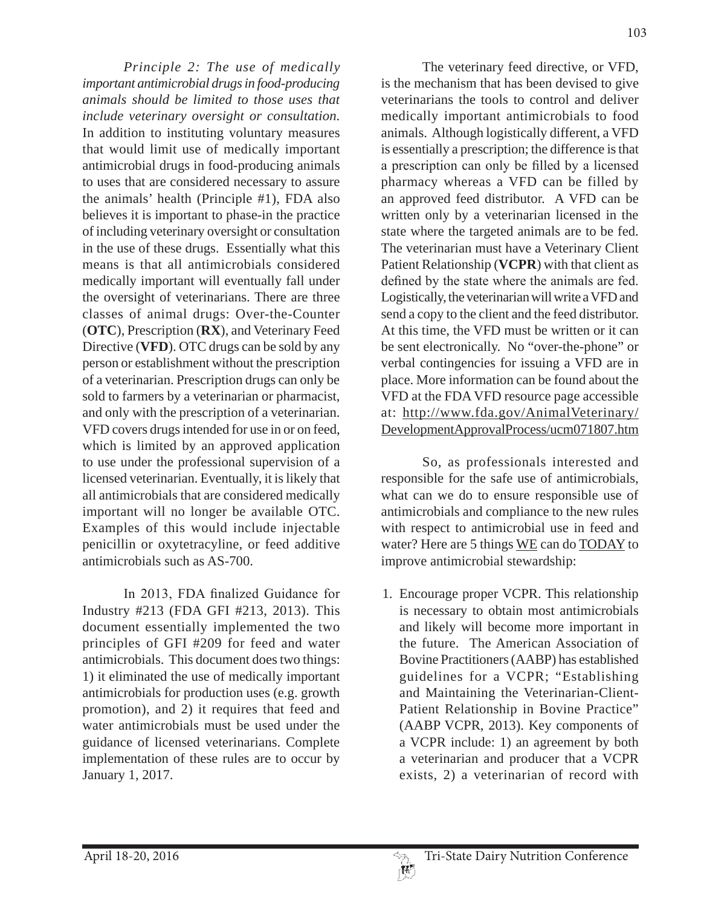*Principle 2: The use of medically important antimicrobial drugs in food-producing animals should be limited to those uses that include veterinary oversight or consultation.* In addition to instituting voluntary measures that would limit use of medically important antimicrobial drugs in food-producing animals to uses that are considered necessary to assure the animals' health (Principle #1), FDA also believes it is important to phase-in the practice of including veterinary oversight or consultation in the use of these drugs. Essentially what this means is that all antimicrobials considered medically important will eventually fall under the oversight of veterinarians. There are three classes of animal drugs: Over-the-Counter (**OTC**), Prescription (**RX**), and Veterinary Feed Directive (**VFD**). OTC drugs can be sold by any person or establishment without the prescription of a veterinarian. Prescription drugs can only be sold to farmers by a veterinarian or pharmacist, and only with the prescription of a veterinarian. VFD covers drugs intended for use in or on feed, which is limited by an approved application to use under the professional supervision of a licensed veterinarian. Eventually, it is likely that all antimicrobials that are considered medically important will no longer be available OTC. Examples of this would include injectable penicillin or oxytetracyline, or feed additive antimicrobials such as AS-700.

In 2013, FDA finalized Guidance for Industry #213 (FDA GFI #213, 2013). This document essentially implemented the two principles of GFI #209 for feed and water antimicrobials. This document does two things: 1) it eliminated the use of medically important antimicrobials for production uses (e.g. growth promotion), and 2) it requires that feed and water antimicrobials must be used under the guidance of licensed veterinarians. Complete implementation of these rules are to occur by January 1, 2017.

The veterinary feed directive, or VFD, is the mechanism that has been devised to give veterinarians the tools to control and deliver medically important antimicrobials to food animals. Although logistically different, a VFD is essentially a prescription; the difference is that a prescription can only be filled by a licensed pharmacy whereas a VFD can be filled by an approved feed distributor. A VFD can be written only by a veterinarian licensed in the state where the targeted animals are to be fed. The veterinarian must have a Veterinary Client Patient Relationship (**VCPR**) with that client as defined by the state where the animals are fed. Logistically, the veterinarian will write a VFD and send a copy to the client and the feed distributor. At this time, the VFD must be written or it can be sent electronically. No "over-the-phone" or verbal contingencies for issuing a VFD are in place. More information can be found about the VFD at the FDA VFD resource page accessible at: http://www.fda.gov/AnimalVeterinary/DevelopmentApprovalProcess/ucm071807.htm

So, as professionals interested and responsible for the safe use of antimicrobials, what can we do to ensure responsible use of antimicrobials and compliance to the new rules with respect to antimicrobial use in feed and water? Here are 5 things WE can do TODAY to improve antimicrobial stewardship:

1. Encourage proper VCPR. This relationship is necessary to obtain most antimicrobials and likely will become more important in the future. The American Association of Bovine Practitioners (AABP) has established guidelines for a VCPR; "Establishing and Maintaining the Veterinarian-Client-Patient Relationship in Bovine Practice" (AABP VCPR, 2013). Key components of a VCPR include: 1) an agreement by both a veterinarian and producer that a VCPR exists, 2) a veterinarian of record with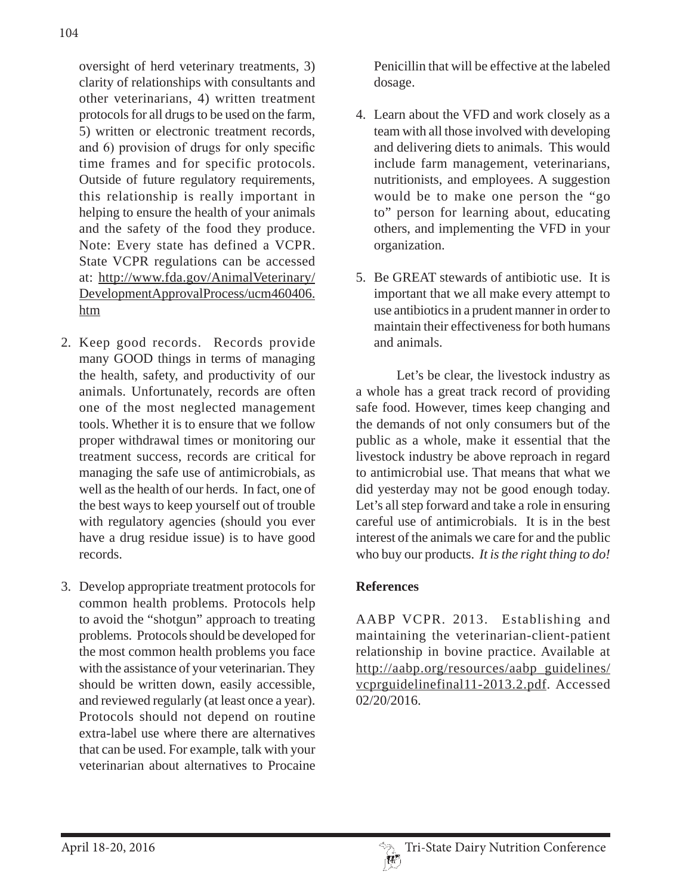oversight of herd veterinary treatments, 3) clarity of relationships with consultants and other veterinarians, 4) written treatment protocols for all drugs to be used on the farm, 5) written or electronic treatment records, and 6) provision of drugs for only specific time frames and for specific protocols. Outside of future regulatory requirements, this relationship is really important in helping to ensure the health of your animals and the safety of the food they produce. Note: Every state has defined a VCPR. State VCPR regulations can be accessed at: http://www.fda.gov/AnimalVeterinary/DevelopmentApprovalProcess/ucm460406.htm

2. Keep good records. Records provide many GOOD things in terms of managing the health, safety, and productivity of our animals. Unfortunately, records are often one of the most neglected management tools. Whether it is to ensure that we follow proper withdrawal times or monitoring our treatment success, records are critical for managing the safe use of antimicrobials, as well as the health of our herds. In fact, one of the best ways to keep yourself out of trouble with regulatory agencies (should you ever have a drug residue issue) is to have good records.

3. Develop appropriate treatment protocols for common health problems. Protocols help to avoid the "shotgun" approach to treating problems. Protocols should be developed for the most common health problems you face with the assistance of your veterinarian. They should be written down, easily accessible, and reviewed regularly (at least once a year). Protocols should not depend on routine extra-label use where there are alternatives that can be used. For example, talk with your veterinarian about alternatives to Procaine Penicillin that will be effective at the labeled dosage.

4. Learn about the VFD and work closely as a team with all those involved with developing and delivering diets to animals. This would include farm management, veterinarians, nutritionists, and employees. A suggestion would be to make one person the "go to" person for learning about, educating others, and implementing the VFD in your organization.

5. Be GREAT stewards of antibiotic use. It is important that we all make every attempt to use antibiotics in a prudent manner in order to maintain their effectiveness for both humans and animals.

Let's be clear, the livestock industry as a whole has a great track record of providing safe food. However, times keep changing and the demands of not only consumers but of the public as a whole, make it essential that the livestock industry be above reproach in regard to antimicrobial use. That means that what we did yesterday may not be good enough today. Let's all step forward and take a role in ensuring careful use of antimicrobials. It is in the best interest of the animals we care for and the public who buy our products. *It is the right thing to do!*

**References**

AABP VCPR. 2013. Establishing and maintaining the veterinarian-client-patient relationship in bovine practice. Available at http://aabp.org/resources/aabp_guidelines/vcprguidelinefinal11-2013.2.pdf. Accessed 02/20/2016.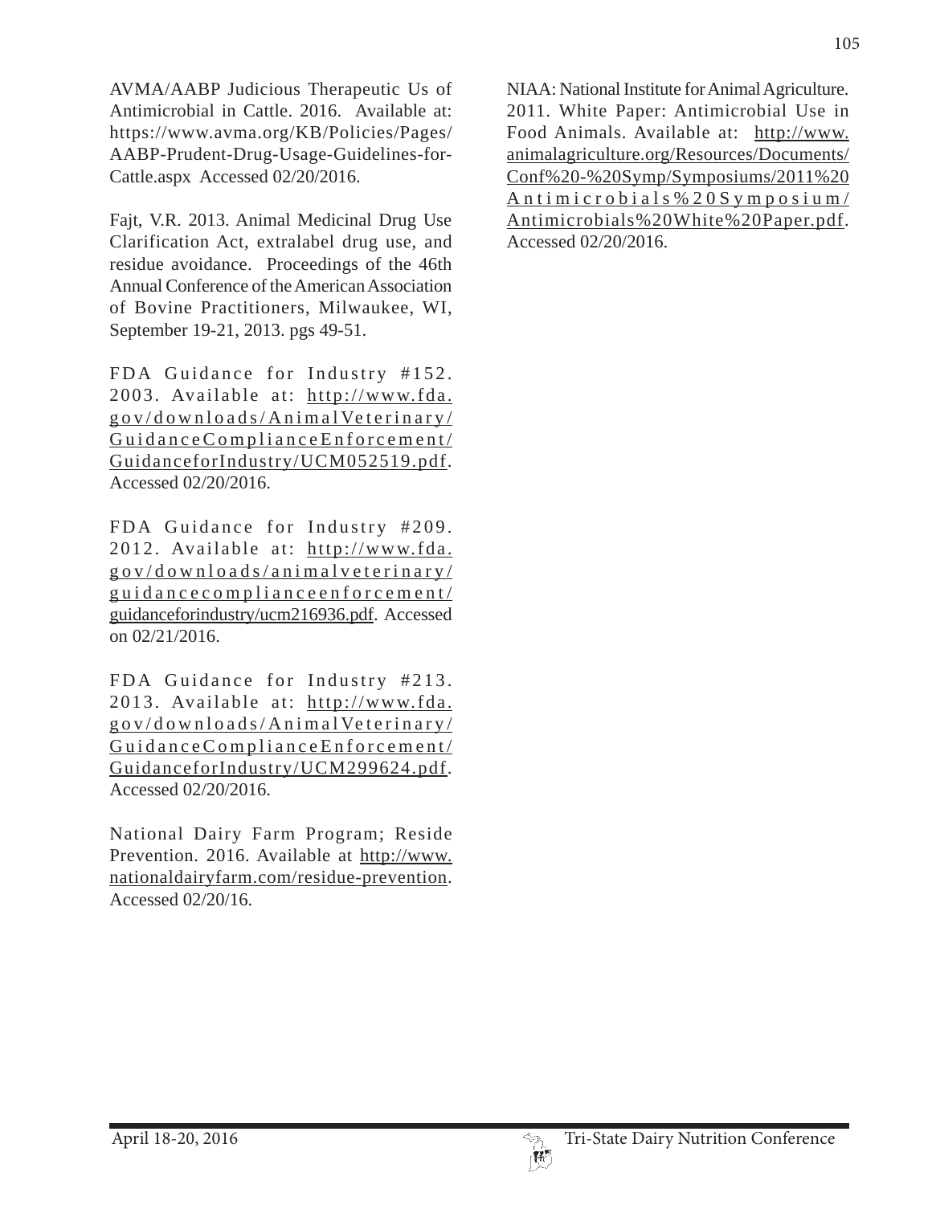AVMA/AABP Judicious Therapeutic Us of Antimicrobial in Cattle. 2016. Available at: https://www.avma.org/KB/Policies/Pages/AABP-Prudent-Drug-Usage-Guidelines-for-Cattle.aspx Accessed 02/20/2016.

Fajt, V.R. 2013. Animal Medicinal Drug Use Clarification Act, extralabel drug use, and residue avoidance. Proceedings of the 46th Annual Conference of the American Association of Bovine Practitioners, Milwaukee, WI, September 19-21, 2013. pgs 49-51.

FDA Guidance for Industry #152. 2003. Available at: http://www.fda.gov/downloads/AnimalVeterinary/GuidanceComplianceEnforcement/GuidanceforIndustry/UCM052519.pdf. Accessed 02/20/2016.

FDA Guidance for Industry #209. 2012. Available at: http://www.fda.gov/downloads/animalveterinary/guidancecomplianceenforcement/guidanceforindustry/ucm216936.pdf. Accessed on 02/21/2016.

FDA Guidance for Industry #213. 2013. Available at: http://www.fda.gov/downloads/AnimalVeterinary/GuidanceComplianceEnforcement/GuidanceforIndustry/UCM299624.pdf. Accessed 02/20/2016.

National Dairy Farm Program; Reside Prevention. 2016. Available at http://www.nationaldairyfarm.com/residue-prevention. Accessed 02/20/16.

NIAA: National Institute for Animal Agriculture. 2011. White Paper: Antimicrobial Use in Food Animals. Available at: http://www.animalagriculture.org/Resources/Documents/Conf%20-%20Symp/Symposiums/2011%20Antimicrobials%20Symposium/Antimicrobials%20White%20Paper.pdf. Accessed 02/20/2016.